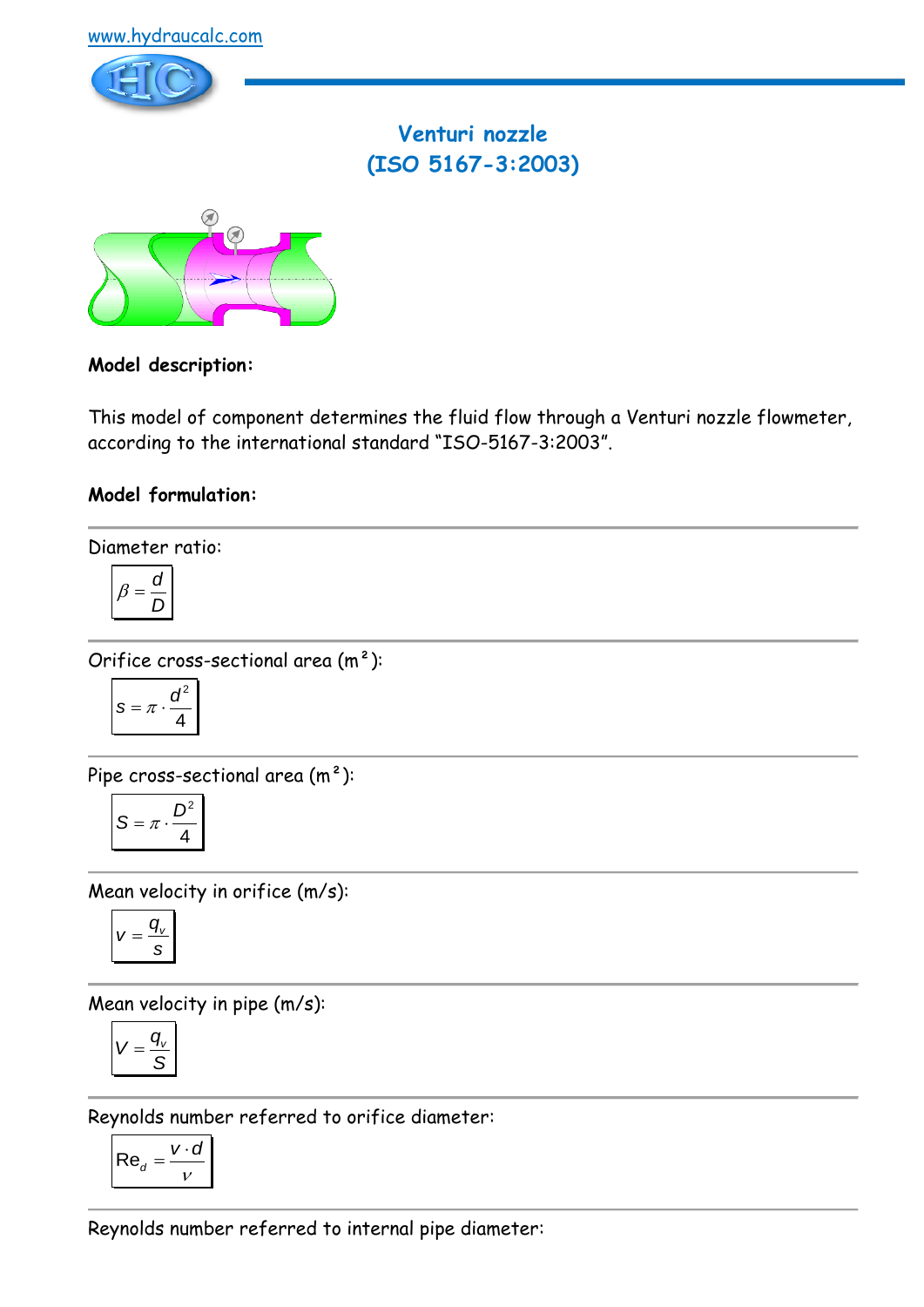www.hydraucalc.com

# Venturi nozzle
# (ISO 5167-3:2003)

**Model description:**

This model of component determines the fluid flow through a Venturi nozzle flowmeter, according to the international standard "ISO-5167-3:2003".

**Model formulation:**

Diameter ratio:

$$\beta = \frac{d}{D}$$

Orifice cross-sectional area (m²):

$$s = \pi \cdot \frac{d^2}{4}$$

Pipe cross-sectional area (m²):

$$S = \pi \cdot \frac{D^2}{4}$$

Mean velocity in orifice (m/s):

$$v = \frac{q_v}{s}$$

Mean velocity in pipe (m/s):

$$V = \frac{q_v}{S}$$

Reynolds number referred to orifice diameter:

$$\mathrm{Re}_d = \frac{v \cdot d}{\nu}$$

Reynolds number referred to internal pipe diameter: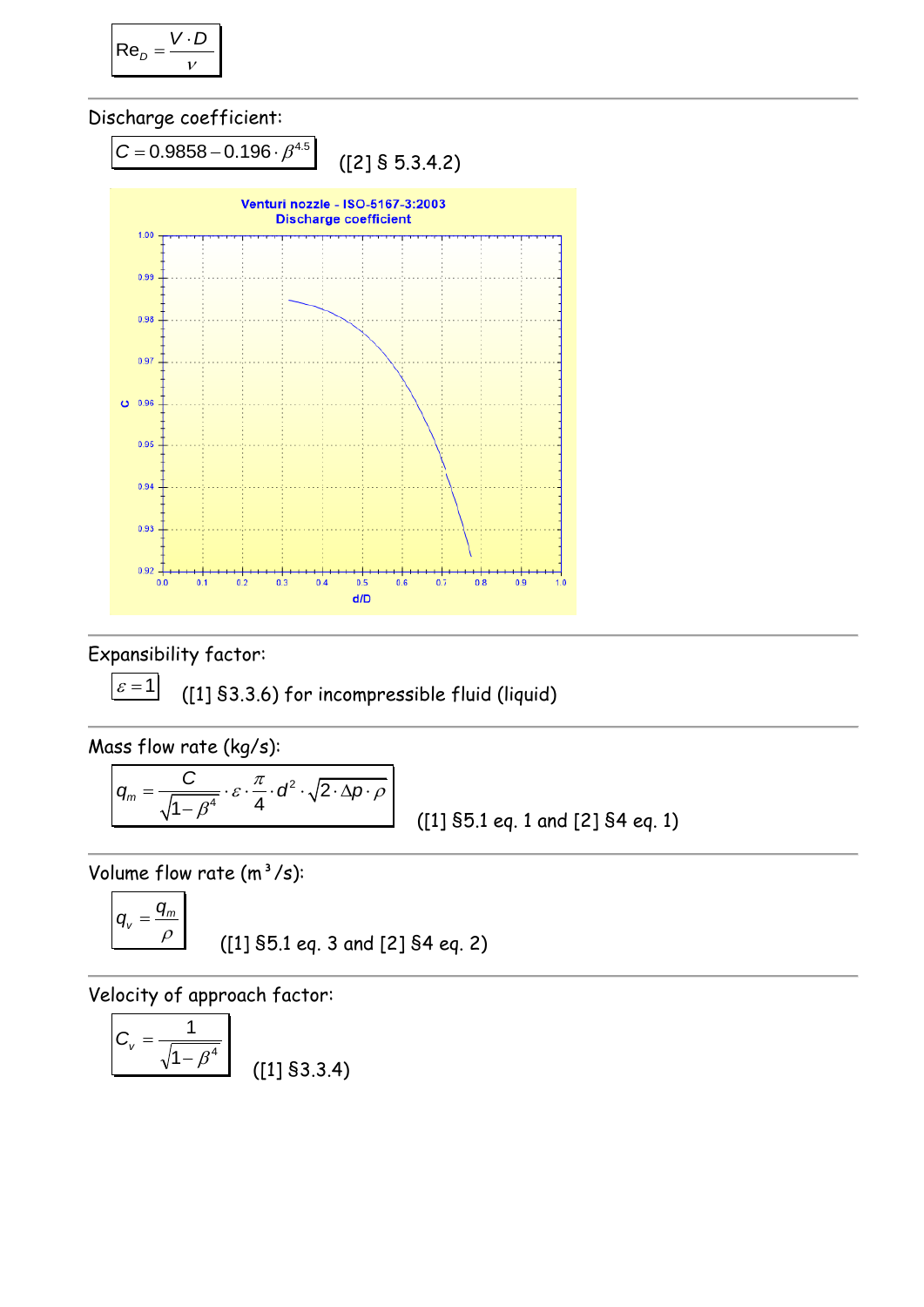$$Re_D = \frac{V \cdot D}{\nu}$$

Discharge coefficient:

$$C = 0.9858 - 0.196 \cdot \beta^{4.5}$$

([2] § 5.3.4.2)

Venturi nozzle - ISO-5167-3:2003
Discharge coefficient

Expansibility factor:

$$\varepsilon = 1$$

([1] §3.3.6) for incompressible fluid (liquid)

Mass flow rate (kg/s):

$$q_m = \frac{C}{\sqrt{1-\beta^4}} \cdot \varepsilon \cdot \frac{\pi}{4} \cdot d^2 \cdot \sqrt{2 \cdot \Delta p \cdot \rho}$$

([1] §5.1 eq. 1 and [2] §4 eq. 1)

Volume flow rate ($m^3/s$):

$$q_v = \frac{q_m}{\rho}$$

([1] §5.1 eq. 3 and [2] §4 eq. 2)

Velocity of approach factor:

$$C_v = \frac{1}{\sqrt{1-\beta^4}}$$

([1] §3.3.4)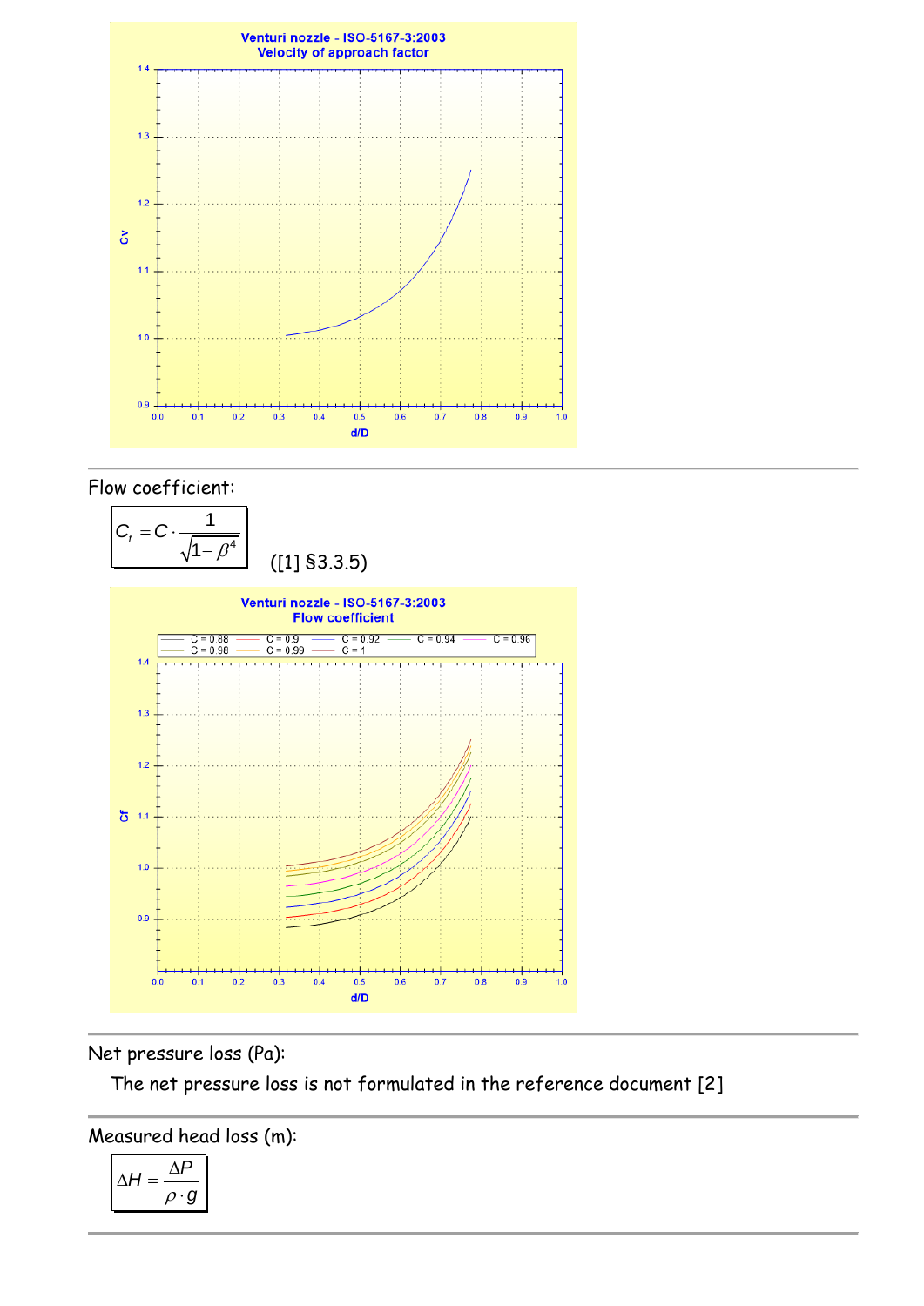Flow coefficient:

$$C_f = C \cdot \frac{1}{\sqrt{1-\beta^4}}$$

([1] §3.3.5)

Net pressure loss (Pa):

The net pressure loss is not formulated in the reference document [2]

Measured head loss (m):

$$\Delta H = \frac{\Delta P}{\rho \cdot g}$$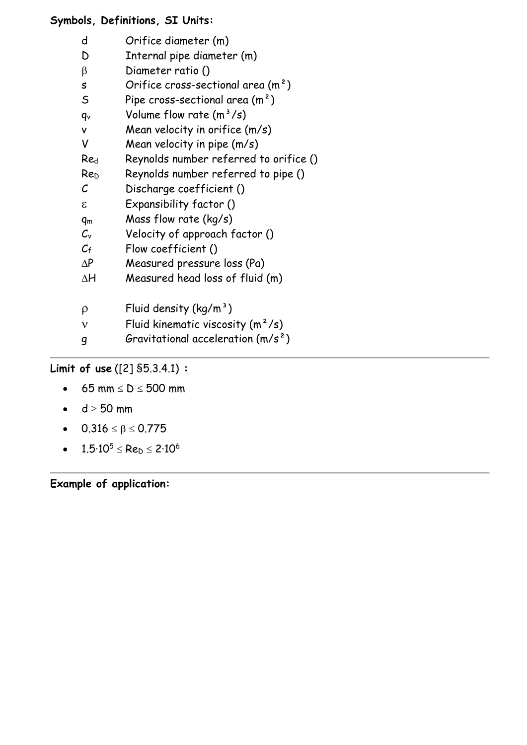**Symbols, Definitions, SI Units:**

| | |
|---|---|
| $d$ | Orifice diameter (m) |
| $D$ | Internal pipe diameter (m) |
| $\beta$ | Diameter ratio () |
| $s$ | Orifice cross-sectional area (m²) |
| $S$ | Pipe cross-sectional area (m²) |
| $q_v$ | Volume flow rate (m³/s) |
| $v$ | Mean velocity in orifice (m/s) |
| $V$ | Mean velocity in pipe (m/s) |
| $Re_d$ | Reynolds number referred to orifice () |
| $Re_D$ | Reynolds number referred to pipe () |
| $C$ | Discharge coefficient () |
| $\varepsilon$ | Expansibility factor () |
| $q_m$ | Mass flow rate (kg/s) |
| $C_v$ | Velocity of approach factor () |
| $C_f$ | Flow coefficient () |
| $\Delta P$ | Measured pressure loss (Pa) |
| $\Delta H$ | Measured head loss of fluid (m) |
| | |
| $\rho$ | Fluid density (kg/m³) |
| $\nu$ | Fluid kinematic viscosity (m²/s) |
| $g$ | Gravitational acceleration (m/s²) |

---

**Limit of use** ([2] §5.3.4.1) :

- $65 \text{ mm} \leq D \leq 500 \text{ mm}$
- $d \geq 50 \text{ mm}$
- $0.316 \leq \beta \leq 0.775$
- $1.5 \cdot 10^5 \leq Re_D \leq 2 \cdot 10^6$

---

**Example of application:**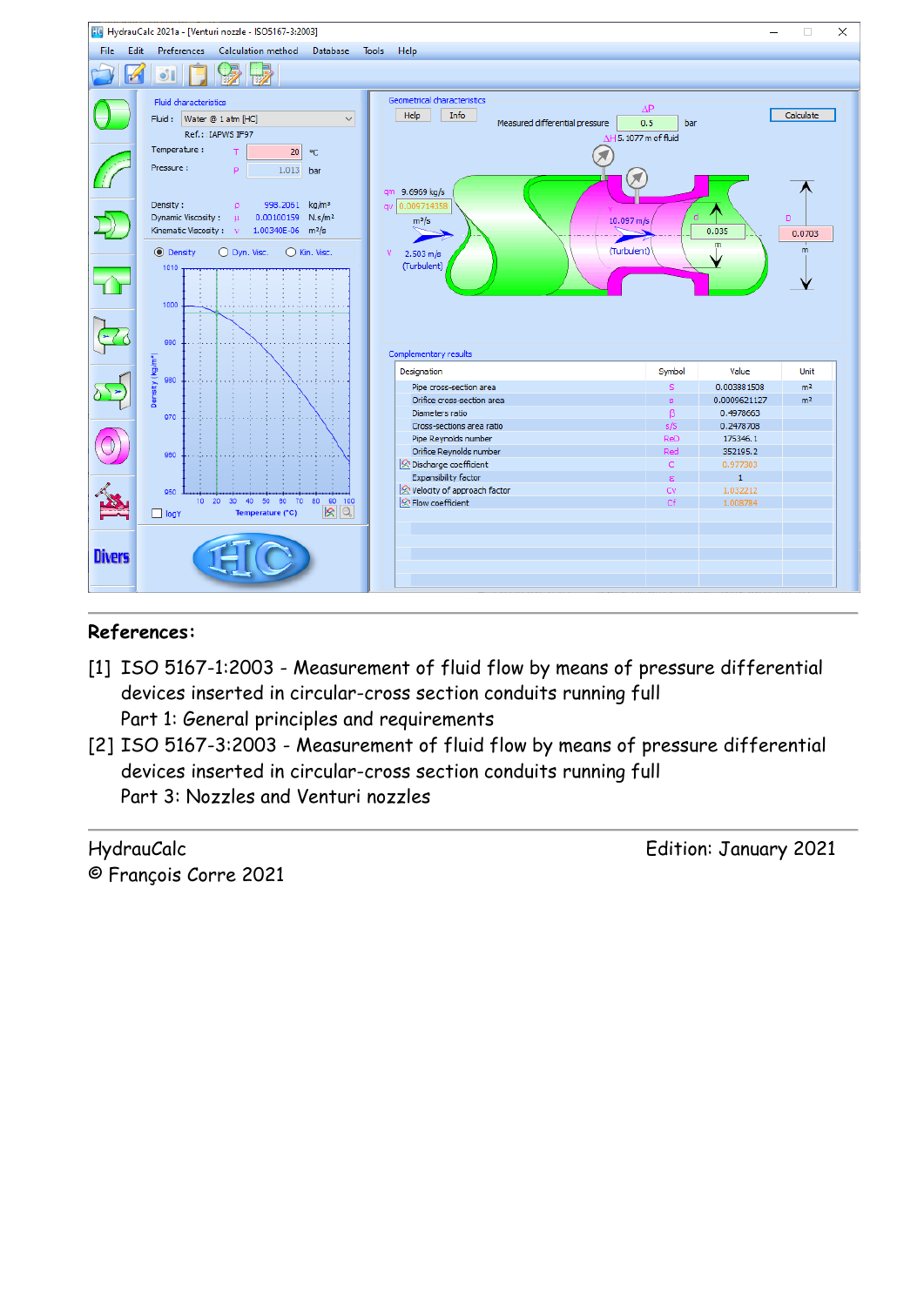HydrauCalc 2021a - [Venturi nozzle - ISO5167-3:2003]

File Edit Preferences Calculation method Database Tools Help

Fluid characteristics

Fluid : Water @ 1 atm [HC]

Ref.: IAPWS IF97

Temperature : T 20 °C

Pressure : P 1.013 bar

Density : ρ 998.2061 kg/m³

Dynamic Viscosity : μ 0.00100159 N.s/m²

Kinematic Viscosity : ν 1.00340E-06 m²/s

Density Dyn. Visc. Kin. Visc.

1010
1000
990
980
970
960
950

Density (kg/m³)

10 20 30 40 50 60 70 80 90 100

Temperature (°C)

logY

Geometrical characteristics

Help Info

ΔP

Measured differential pressure 0.5 bar

ΔH 5.1077 m of fluid

Calculate

qm 9.6969 kg/s

qv 0.009714358 m³/s

V 2.503 m/s (Turbulent)

10.097 m/s (Turbulent)

d 0.035 m

D 0.0703 m

Complementary results

| Designation | Symbol | Value | Unit |
|---|---|---|---|
| Pipe cross-section area | S | 0.003881508 | m² |
| Orifice cross-section area | s | 0.0009621127 | m² |
| Diameters ratio | β | 0.4978663 | |
| Cross-sections area ratio | s/S | 0.2478708 | |
| Pipe Reynolds number | ReD | 175346.1 | |
| Orifice Reynolds number | Red | 352195.2 | |
| Discharge coefficient | C | 0.977303 | |
| Expansibility factor | ε | 1 | |
| Velocity of approach factor | Cv | 1.032212 | |
| Flow coefficient | Cf | 1.008784 | |

## References:

[1] ISO 5167-1:2003 - Measurement of fluid flow by means of pressure differential devices inserted in circular-cross section conduits running full
Part 1: General principles and requirements

[2] ISO 5167-3:2003 - Measurement of fluid flow by means of pressure differential devices inserted in circular-cross section conduits running full
Part 3: Nozzles and Venturi nozzles

HydrauCalc
© François Corre 2021

Edition: January 2021